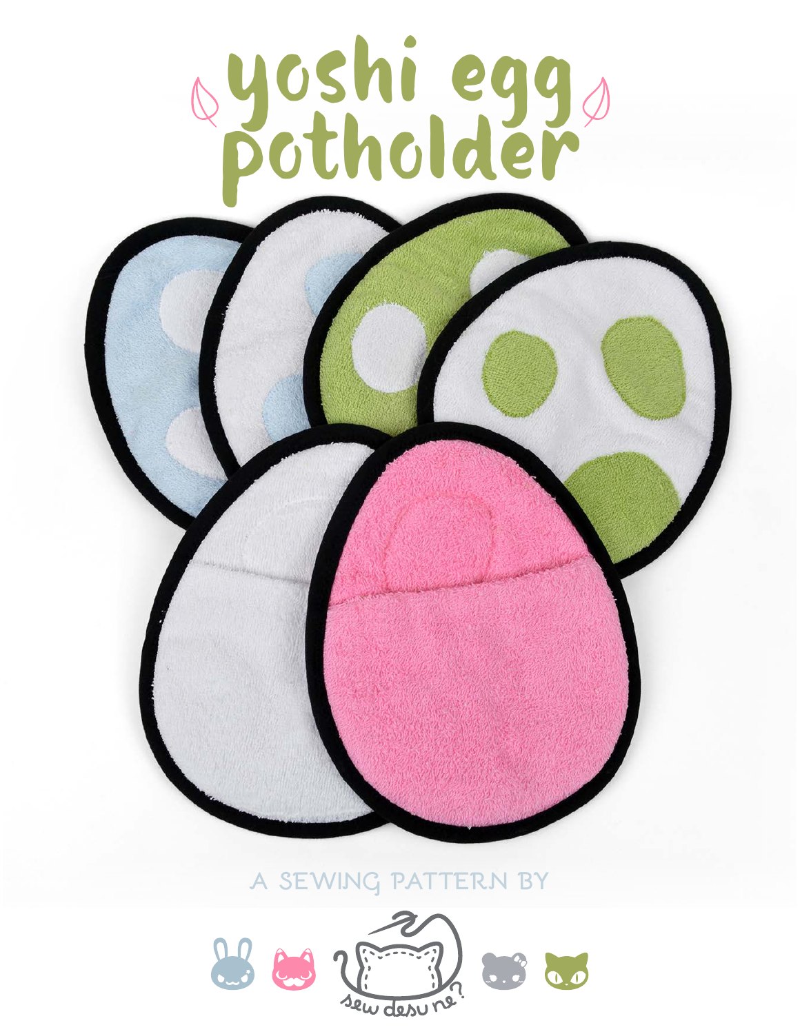# yoshi egg potholder

A SEWING PATTERN BY

sew desu ne?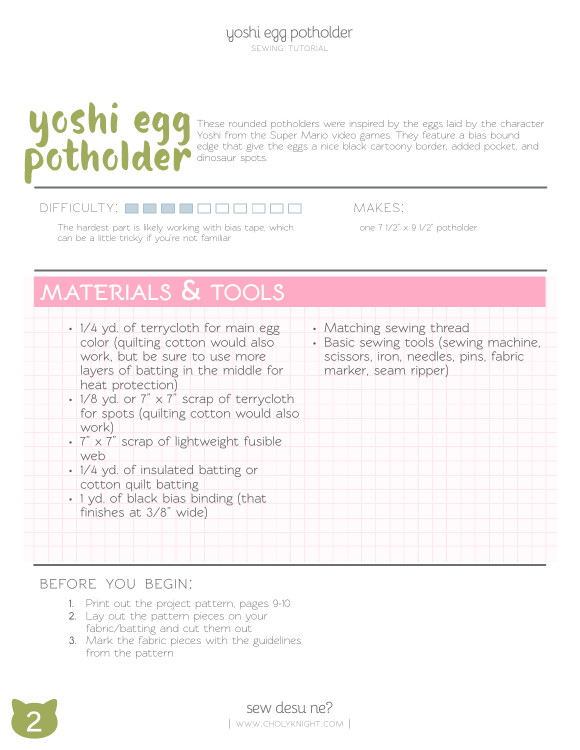# yoshi egg potholder

These rounded potholders were inspired by the eggs laid by the character Yoshi from the Super Mario video games. They feature a bias bound edge that give the eggs a nice black cartoony border, added pocket, and dinosaur spots.

DIFFICULTY: ■■■■□□□□□□

The hardest part is likely working with bias tape, which can be a little tricky if you're not familiar

MAKES:

one 7 1/2" x 9 1/2" potholder

## MATERIALS & TOOLS

- 1/4 yd. of terrycloth for main egg color (quilting cotton would also work, but be sure to use more layers of batting in the middle for heat protection)
- 1/8 yd. or 7" x 7" scrap of terrycloth for spots (quilting cotton would also work)
- 7" x 7" scrap of lightweight fusible web
- 1/4 yd. of insulated batting or cotton quilt batting
- 1 yd. of black bias binding (that finishes at 3/8" wide)
- Matching sewing thread
- Basic sewing tools (sewing machine, scissors, iron, needles, pins, fabric marker, seam ripper)

## BEFORE YOU BEGIN:

1. Print out the project pattern, pages 9-10
2. Lay out the pattern pieces on your fabric/batting and cut them out
3. Mark the fabric pieces with the guidelines from the pattern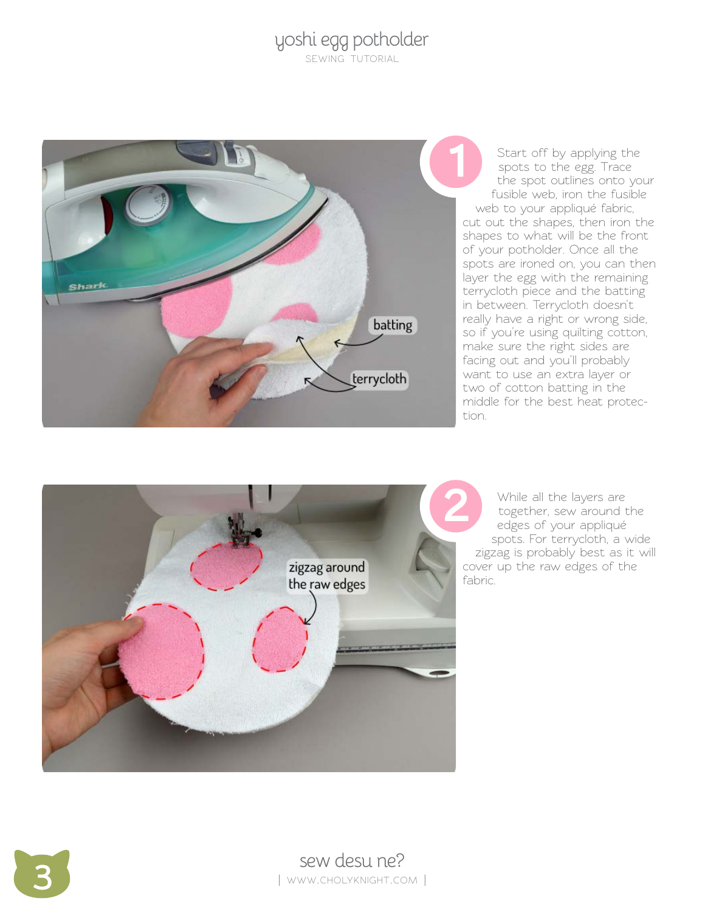**1**

Start off by applying the spots to the egg. Trace the spot outlines onto your fusible web, iron the fusible web to your appliqué fabric, cut out the shapes, then iron the shapes to what will be the front of your potholder. Once all the spots are ironed on, you can then layer the egg with the remaining terrycloth piece and the batting in between. Terrycloth doesn't really have a right or wrong side, so if you're using quilting cotton, make sure the right sides are facing out and you'll probably want to use an extra layer or two of cotton batting in the middle for the best heat protection.

**2**

While all the layers are together, sew around the edges of your appliqué spots. For terrycloth, a wide zigzag is probably best as it will cover up the raw edges of the fabric.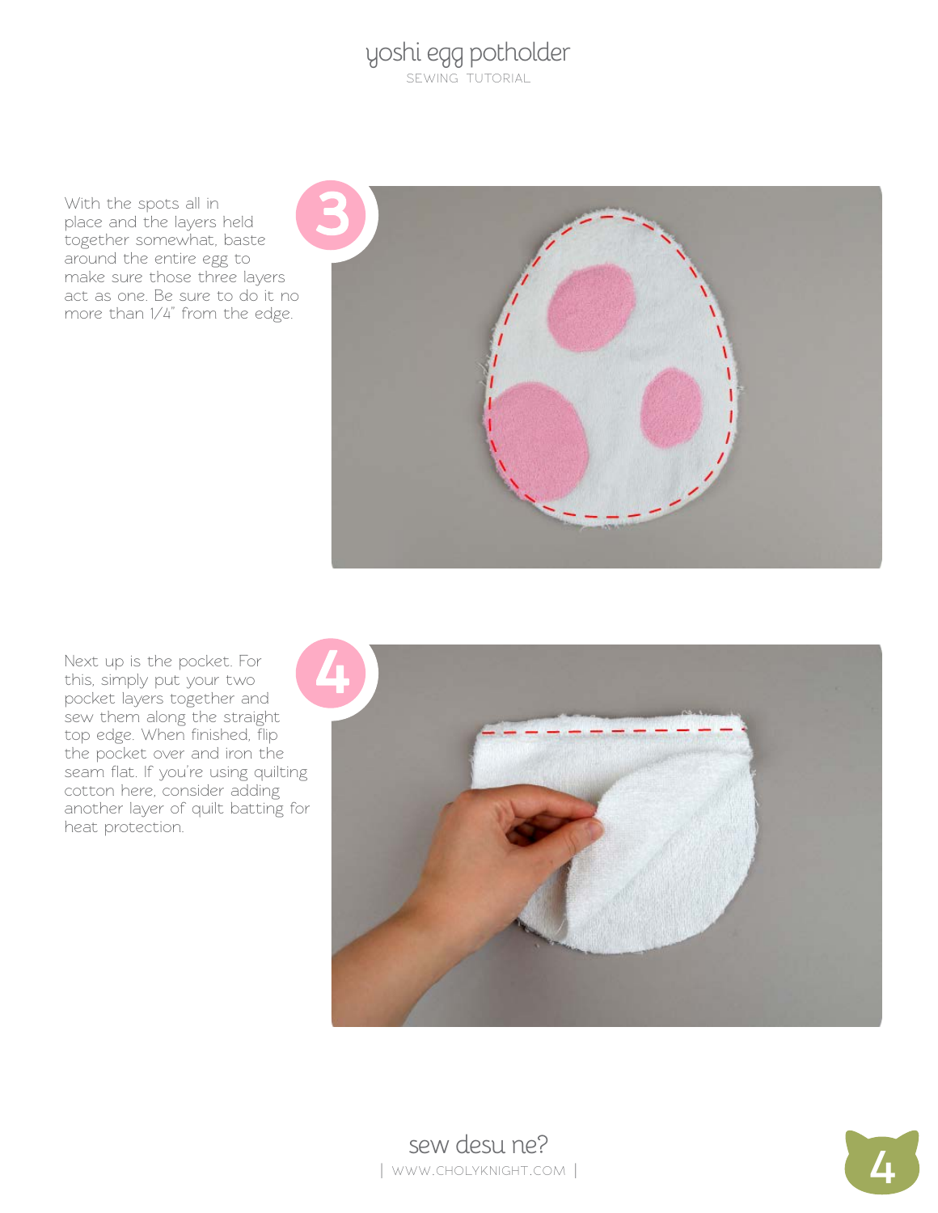**3**

With the spots all in place and the layers held together somewhat, baste around the entire egg to make sure those three layers act as one. Be sure to do it no more than 1/4" from the edge.

**4**

Next up is the pocket. For this, simply put your two pocket layers together and sew them along the straight top edge. When finished, flip the pocket over and iron the seam flat. If you're using quilting cotton here, consider adding another layer of quilt batting for heat protection.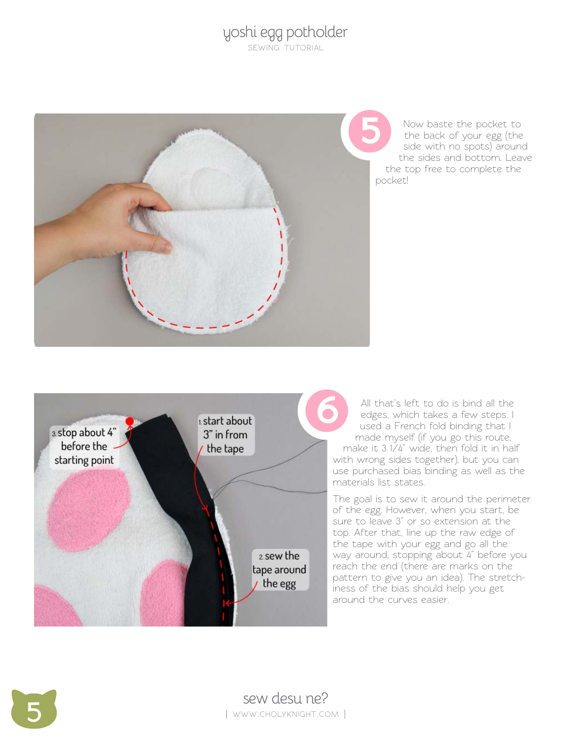## 5

Now baste the pocket to the back of your egg (the side with no spots) around the sides and bottom. Leave the top free to complete the pocket!

## 6

All that's left to do is bind all the edges, which takes a few steps. I used a French fold binding that I made myself (if you go this route, make it 3 1/4" wide, then fold it in half with wrong sides together), but you can use purchased bias binding as well as the materials list states.

The goal is to sew it around the perimeter of the egg. However, when you start, be sure to leave 3" or so extension at the top. After that, line up the raw edge of the tape with your egg and go all the way around, stopping about 4" before you reach the end (there are marks on the pattern to give you an idea). The stretchiness of the bias should help you get around the curves easier.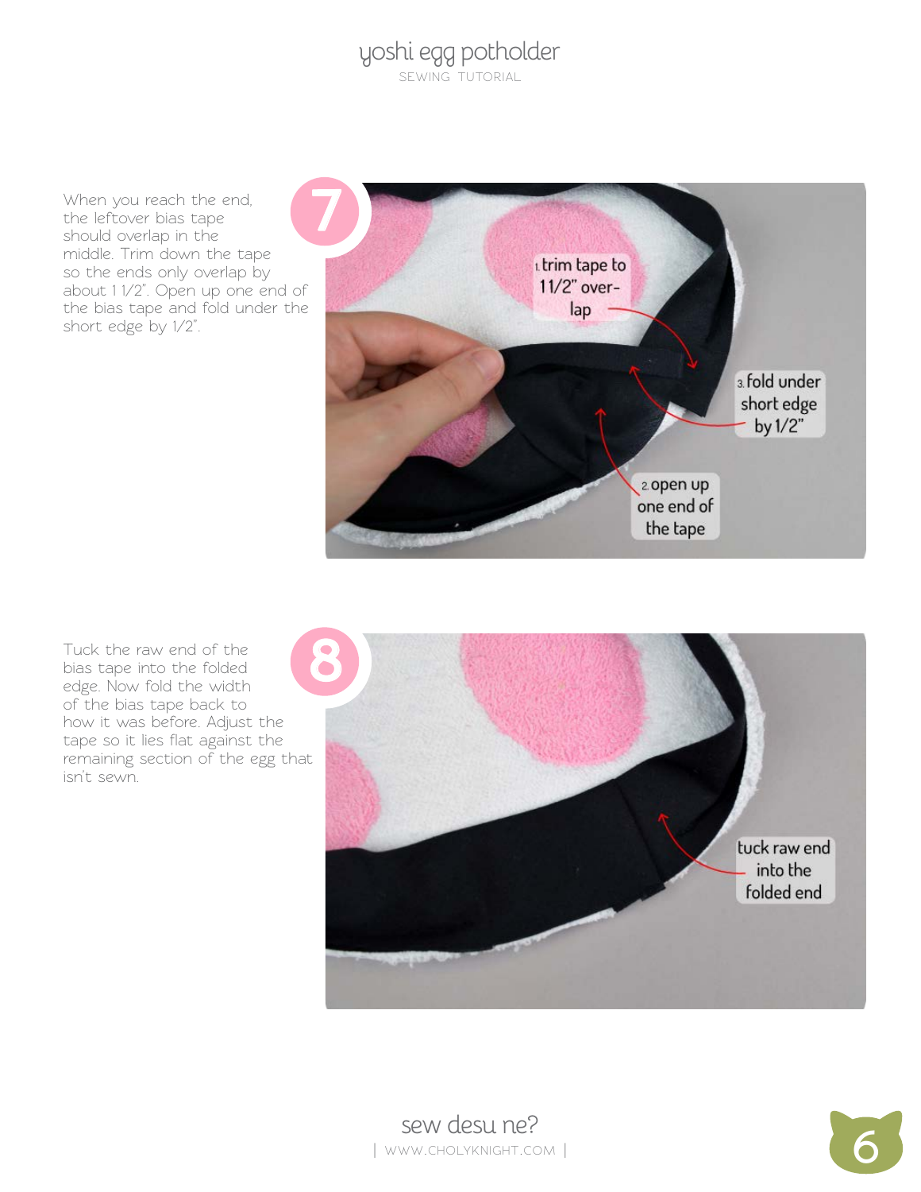**7**

When you reach the end, the leftover bias tape should overlap in the middle. Trim down the tape so the ends only overlap by about 1 1/2". Open up one end of the bias tape and fold under the short edge by 1/2".

1. trim tape to 1 1/2" overlap
2. open up one end of the tape
3. fold under short edge by 1/2"

**8**

Tuck the raw end of the bias tape into the folded edge. Now fold the width of the bias tape back to how it was before. Adjust the tape so it lies flat against the remaining section of the egg that isn't sewn.

tuck raw end into the folded end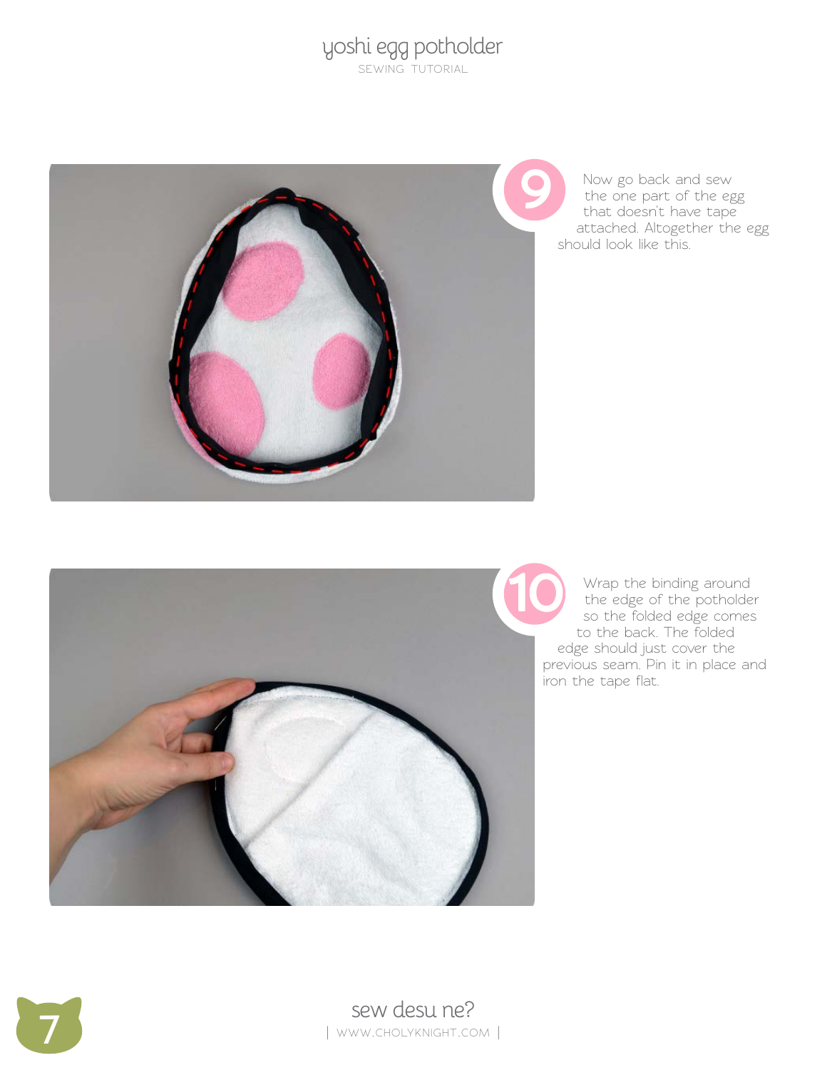**9** Now go back and sew the one part of the egg that doesn't have tape attached. Altogether the egg should look like this.

**10** Wrap the binding around the edge of the potholder so the folded edge comes to the back. The folded edge should just cover the previous seam. Pin it in place and iron the tape flat.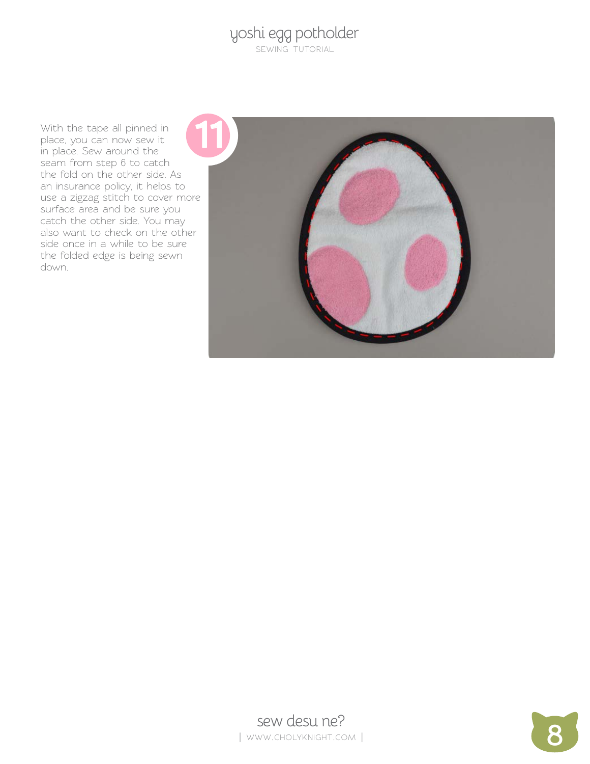**11**

With the tape all pinned in place, you can now sew it in place. Sew around the seam from step 6 to catch the fold on the other side. As an insurance policy, it helps to use a zigzag stitch to cover more surface area and be sure you catch the other side. You may also want to check on the other side once in a while to be sure the folded edge is being sewn down.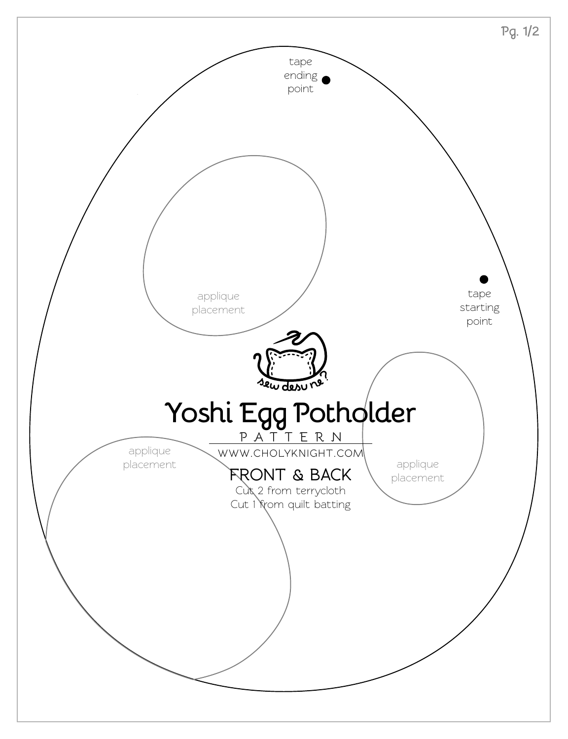tape ending point

tape starting point

applique placement

applique placement

applique placement

sew desu ne?

# Yoshi Egg Potholder

PATTERN

WWW.CHOLYKNIGHT.COM

## FRONT & BACK

Cut 2 from terrycloth

Cut 1 from quilt batting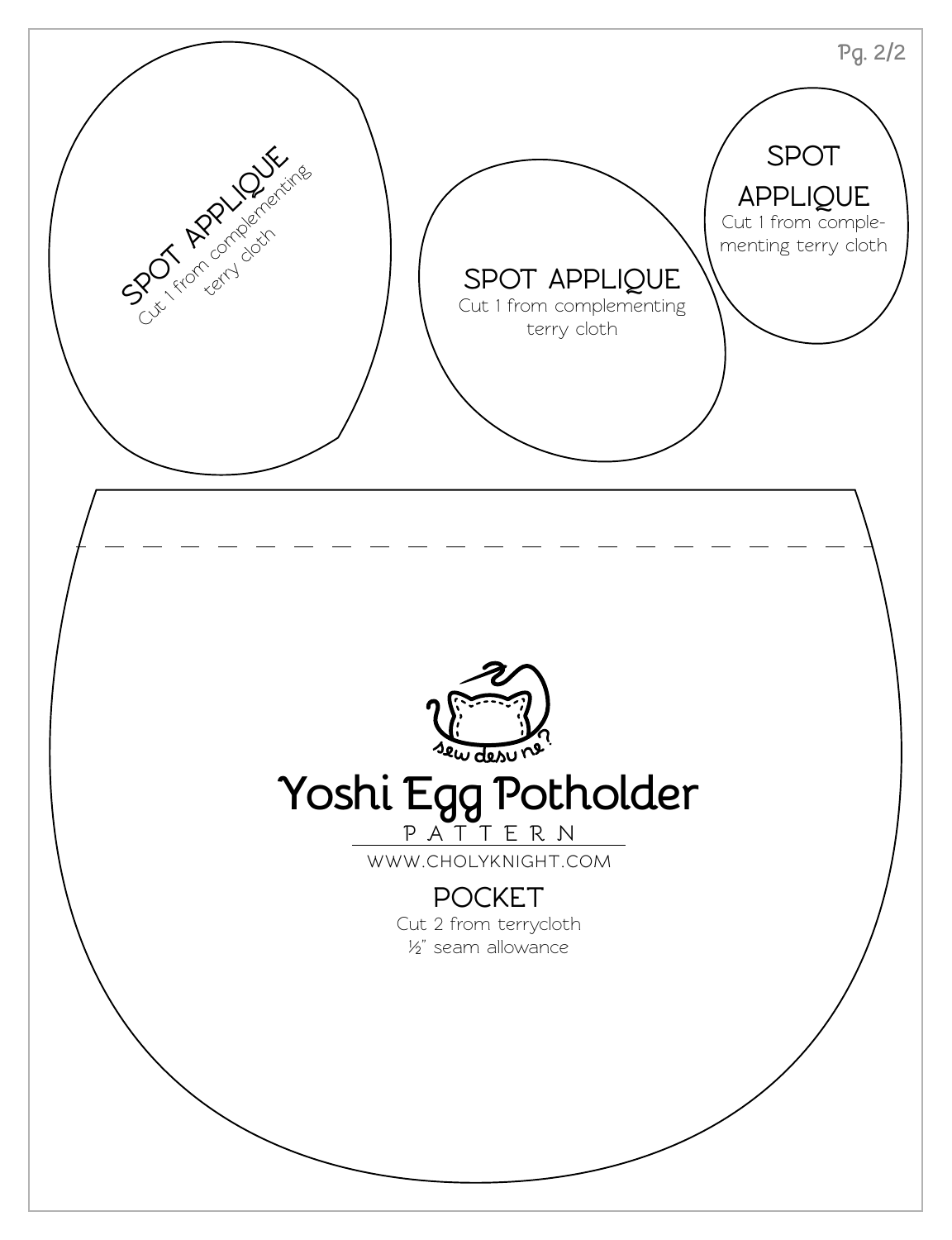SPOT APPLIQUE
Cut 1 from complementing terry cloth

SPOT APPLIQUE
Cut 1 from complementing terry cloth

SPOT APPLIQUE
Cut 1 from complementing terry cloth

sew desu ne?

# Yoshi Egg Potholder

PATTERN

WWW.CHOLYKNIGHT.COM

POCKET
Cut 2 from terrycloth
½" seam allowance